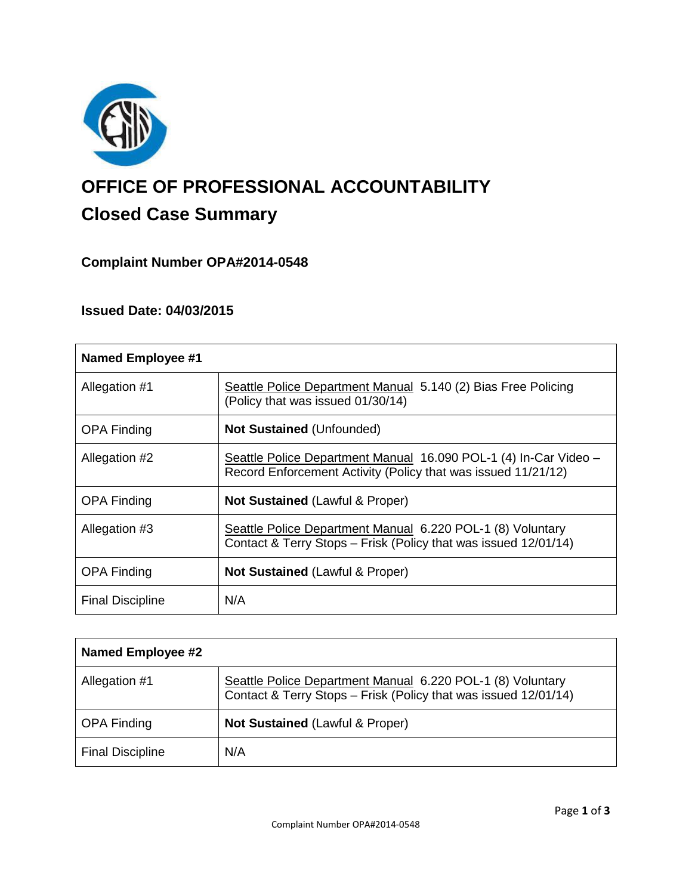# OFFICE OF PROFESSIONAL ACCOUNTABILITY

## Closed Case Summary

### Complaint Number OPA#2014-0548

### Issued Date: 04/03/2015

| Named Employee #1 | |
|---|---|
| Allegation #1 | Seattle Police Department Manual 5.140 (2) Bias Free Policing (Policy that was issued 01/30/14) |
| OPA Finding | **Not Sustained** (Unfounded) |
| Allegation #2 | Seattle Police Department Manual 16.090 POL-1 (4) In-Car Video – Record Enforcement Activity (Policy that was issued 11/21/12) |
| OPA Finding | **Not Sustained** (Lawful & Proper) |
| Allegation #3 | Seattle Police Department Manual 6.220 POL-1 (8) Voluntary Contact & Terry Stops – Frisk (Policy that was issued 12/01/14) |
| OPA Finding | **Not Sustained** (Lawful & Proper) |
| Final Discipline | N/A |

| Named Employee #2 | |
|---|---|
| Allegation #1 | Seattle Police Department Manual 6.220 POL-1 (8) Voluntary Contact & Terry Stops – Frisk (Policy that was issued 12/01/14) |
| OPA Finding | **Not Sustained** (Lawful & Proper) |
| Final Discipline | N/A |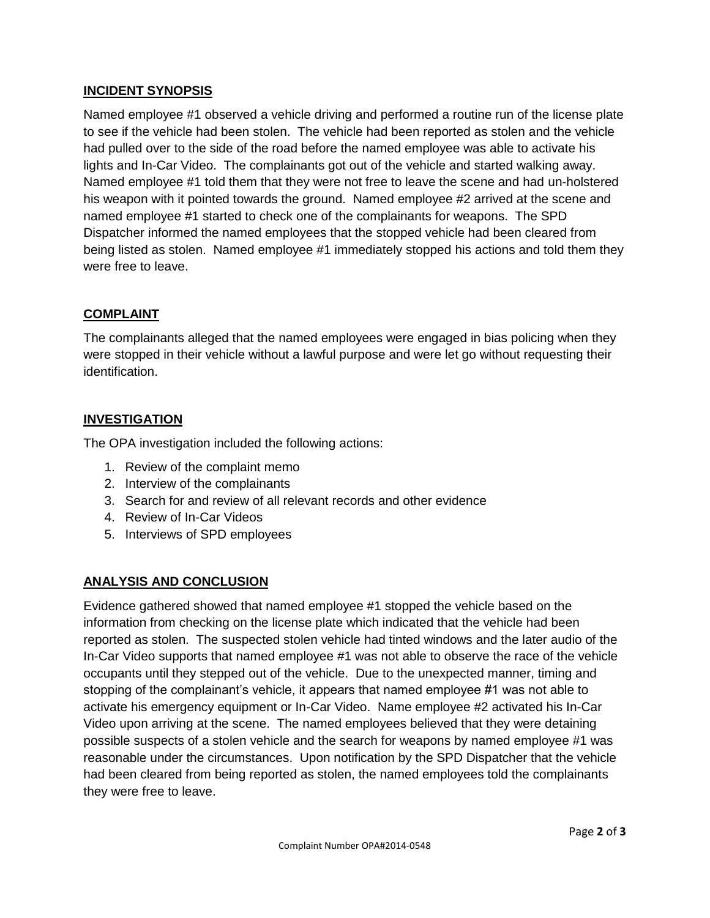## INCIDENT SYNOPSIS

Named employee #1 observed a vehicle driving and performed a routine run of the license plate to see if the vehicle had been stolen. The vehicle had been reported as stolen and the vehicle had pulled over to the side of the road before the named employee was able to activate his lights and In-Car Video. The complainants got out of the vehicle and started walking away. Named employee #1 told them that they were not free to leave the scene and had un-holstered his weapon with it pointed towards the ground. Named employee #2 arrived at the scene and named employee #1 started to check one of the complainants for weapons. The SPD Dispatcher informed the named employees that the stopped vehicle had been cleared from being listed as stolen. Named employee #1 immediately stopped his actions and told them they were free to leave.

## COMPLAINT

The complainants alleged that the named employees were engaged in bias policing when they were stopped in their vehicle without a lawful purpose and were let go without requesting their identification.

## INVESTIGATION

The OPA investigation included the following actions:

1. Review of the complaint memo
2. Interview of the complainants
3. Search for and review of all relevant records and other evidence
4. Review of In-Car Videos
5. Interviews of SPD employees

## ANALYSIS AND CONCLUSION

Evidence gathered showed that named employee #1 stopped the vehicle based on the information from checking on the license plate which indicated that the vehicle had been reported as stolen. The suspected stolen vehicle had tinted windows and the later audio of the In-Car Video supports that named employee #1 was not able to observe the race of the vehicle occupants until they stepped out of the vehicle. Due to the unexpected manner, timing and stopping of the complainant's vehicle, it appears that named employee #1 was not able to activate his emergency equipment or In-Car Video. Name employee #2 activated his In-Car Video upon arriving at the scene. The named employees believed that they were detaining possible suspects of a stolen vehicle and the search for weapons by named employee #1 was reasonable under the circumstances. Upon notification by the SPD Dispatcher that the vehicle had been cleared from being reported as stolen, the named employees told the complainants they were free to leave.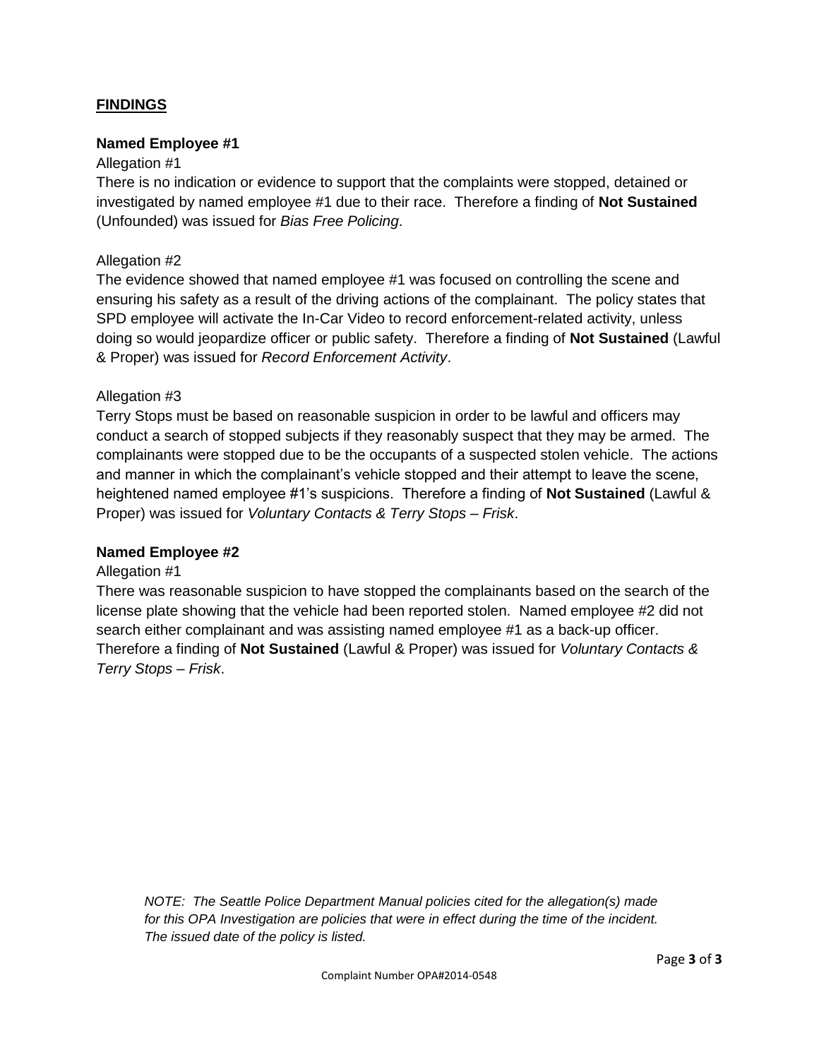## FINDINGS

**Named Employee #1**

Allegation #1

There is no indication or evidence to support that the complaints were stopped, detained or investigated by named employee #1 due to their race. Therefore a finding of **Not Sustained** (Unfounded) was issued for *Bias Free Policing*.

Allegation #2

The evidence showed that named employee #1 was focused on controlling the scene and ensuring his safety as a result of the driving actions of the complainant. The policy states that SPD employee will activate the In-Car Video to record enforcement-related activity, unless doing so would jeopardize officer or public safety. Therefore a finding of **Not Sustained** (Lawful & Proper) was issued for *Record Enforcement Activity*.

Allegation #3

Terry Stops must be based on reasonable suspicion in order to be lawful and officers may conduct a search of stopped subjects if they reasonably suspect that they may be armed. The complainants were stopped due to be the occupants of a suspected stolen vehicle. The actions and manner in which the complainant's vehicle stopped and their attempt to leave the scene, heightened named employee #1's suspicions. Therefore a finding of **Not Sustained** (Lawful & Proper) was issued for *Voluntary Contacts & Terry Stops – Frisk*.

**Named Employee #2**

Allegation #1

There was reasonable suspicion to have stopped the complainants based on the search of the license plate showing that the vehicle had been reported stolen. Named employee #2 did not search either complainant and was assisting named employee #1 as a back-up officer. Therefore a finding of **Not Sustained** (Lawful & Proper) was issued for *Voluntary Contacts & Terry Stops – Frisk*.

*NOTE: The Seattle Police Department Manual policies cited for the allegation(s) made for this OPA Investigation are policies that were in effect during the time of the incident. The issued date of the policy is listed.*

Complaint Number OPA#2014-0548